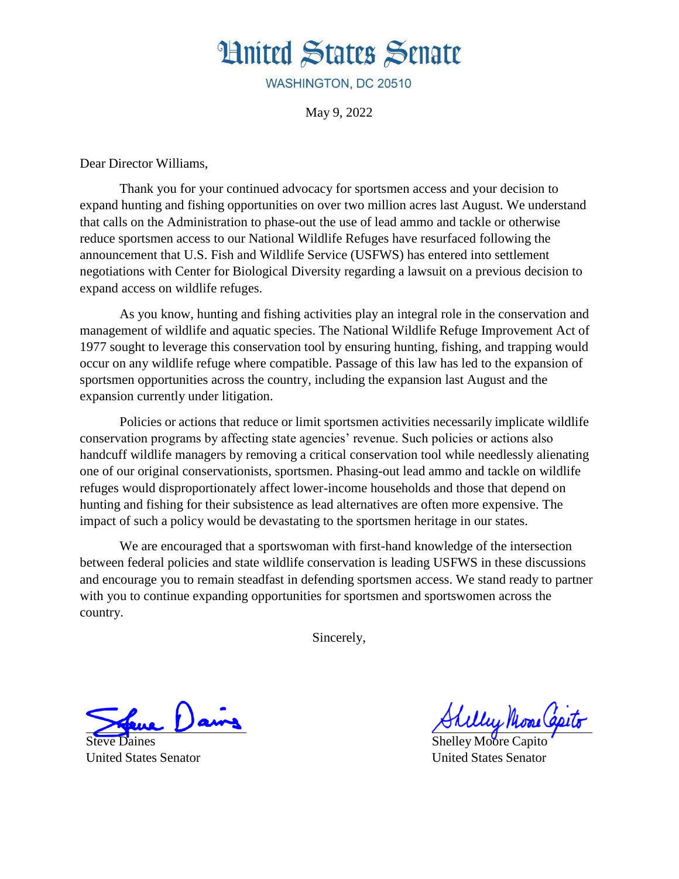# United States Senate

WASHINGTON, DC 20510

May 9, 2022

Dear Director Williams,

Thank you for your continued advocacy for sportsmen access and your decision to expand hunting and fishing opportunities on over two million acres last August. We understand that calls on the Administration to phase-out the use of lead ammo and tackle or otherwise reduce sportsmen access to our National Wildlife Refuges have resurfaced following the announcement that U.S. Fish and Wildlife Service (USFWS) has entered into settlement negotiations with Center for Biological Diversity regarding a lawsuit on a previous decision to expand access on wildlife refuges.

As you know, hunting and fishing activities play an integral role in the conservation and management of wildlife and aquatic species. The National Wildlife Refuge Improvement Act of 1977 sought to leverage this conservation tool by ensuring hunting, fishing, and trapping would occur on any wildlife refuge where compatible. Passage of this law has led to the expansion of sportsmen opportunities across the country, including the expansion last August and the expansion currently under litigation.

Policies or actions that reduce or limit sportsmen activities necessarily implicate wildlife conservation programs by affecting state agencies' revenue. Such policies or actions also handcuff wildlife managers by removing a critical conservation tool while needlessly alienating one of our original conservationists, sportsmen. Phasing-out lead ammo and tackle on wildlife refuges would disproportionately affect lower-income households and those that depend on hunting and fishing for their subsistence as lead alternatives are often more expensive. The impact of such a policy would be devastating to the sportsmen heritage in our states.

We are encouraged that a sportswoman with first-hand knowledge of the intersection between federal policies and state wildlife conservation is leading USFWS in these discussions and encourage you to remain steadfast in defending sportsmen access. We stand ready to partner with you to continue expanding opportunities for sportsmen and sportswomen across the country.

Sincerely,

Steve Daines
United States Senator

Shelley Moore Capito
United States Senator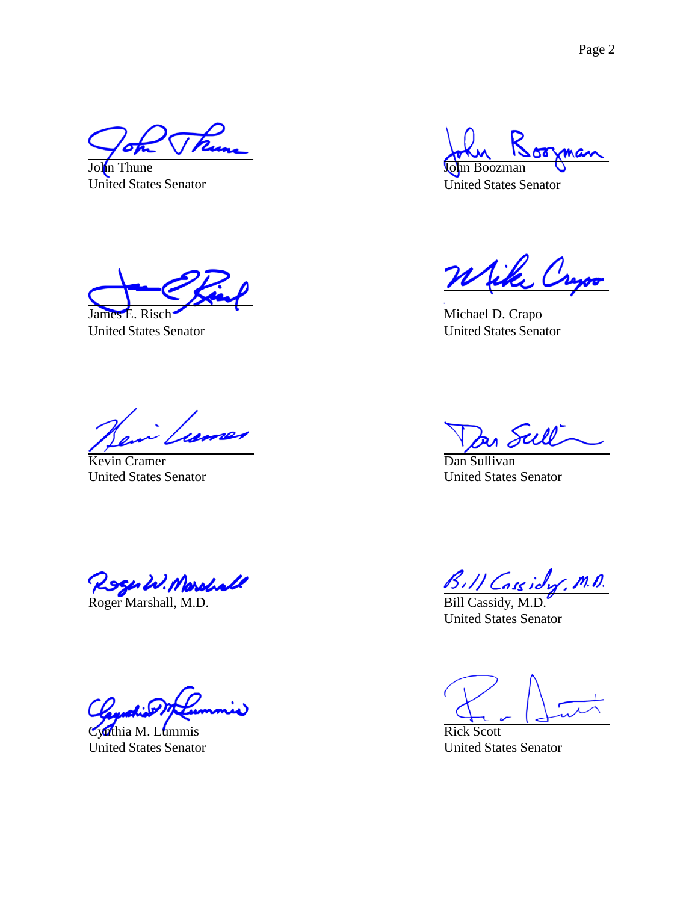John Thune
United States Senator

John Boozman
United States Senator

James E. Risch
United States Senator

Michael D. Crapo
United States Senator

Kevin Cramer
United States Senator

Dan Sullivan
United States Senator

Roger Marshall, M.D.

Bill Cassidy, M.D.
United States Senator

Cynthia M. Lummis
United States Senator

Rick Scott
United States Senator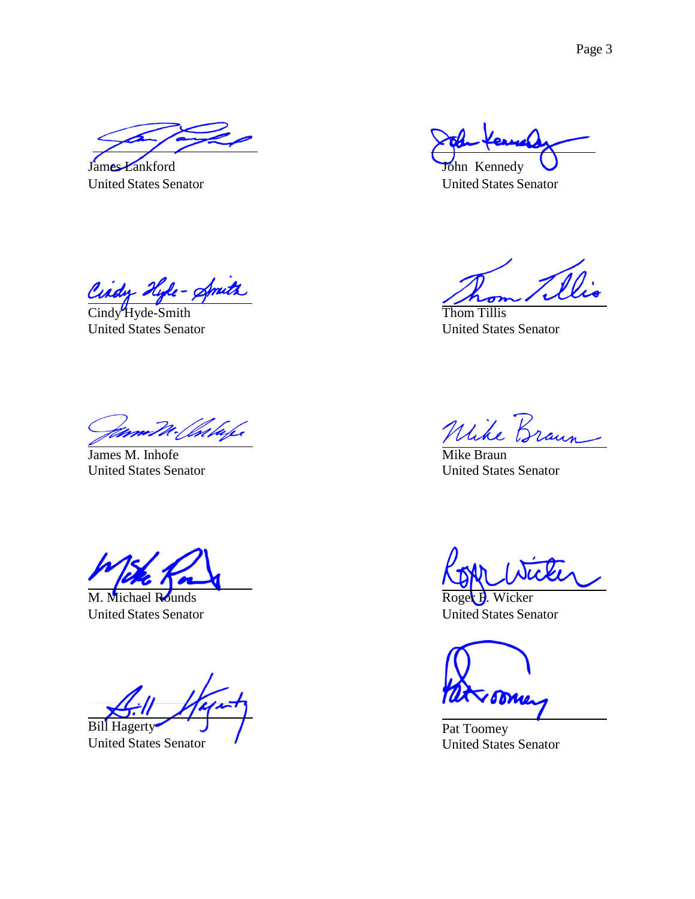James Lankford
United States Senator

John Kennedy
United States Senator

Cindy Hyde-Smith
United States Senator

Thom Tillis
United States Senator

James M. Inhofe
United States Senator

Mike Braun
United States Senator

M. Michael Rounds
United States Senator

Roger F. Wicker
United States Senator

Bill Hagerty
United States Senator

Pat Toomey
United States Senator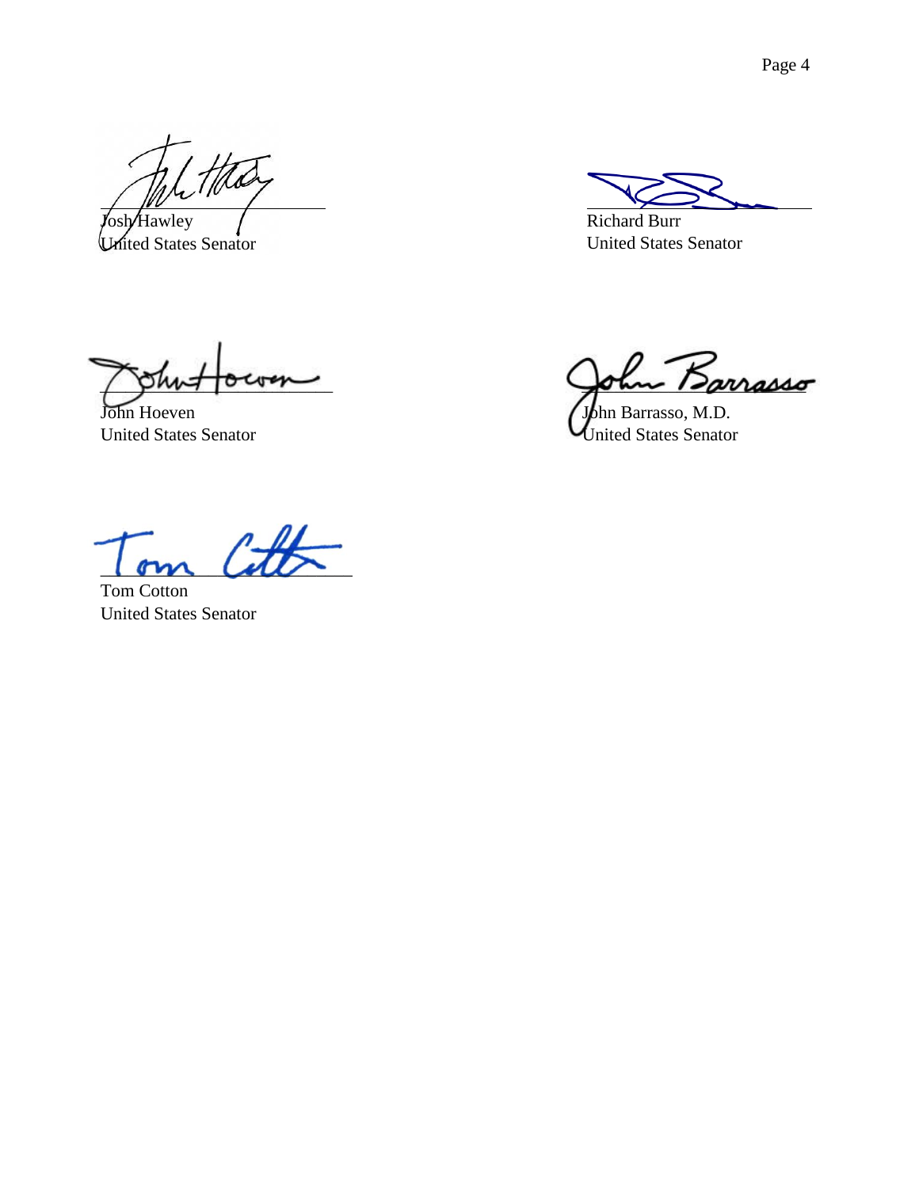Josh Hawley
United States Senator

Richard Burr
United States Senator

John Hoeven
United States Senator

John Barrasso, M.D.
United States Senator

Tom Cotton
United States Senator